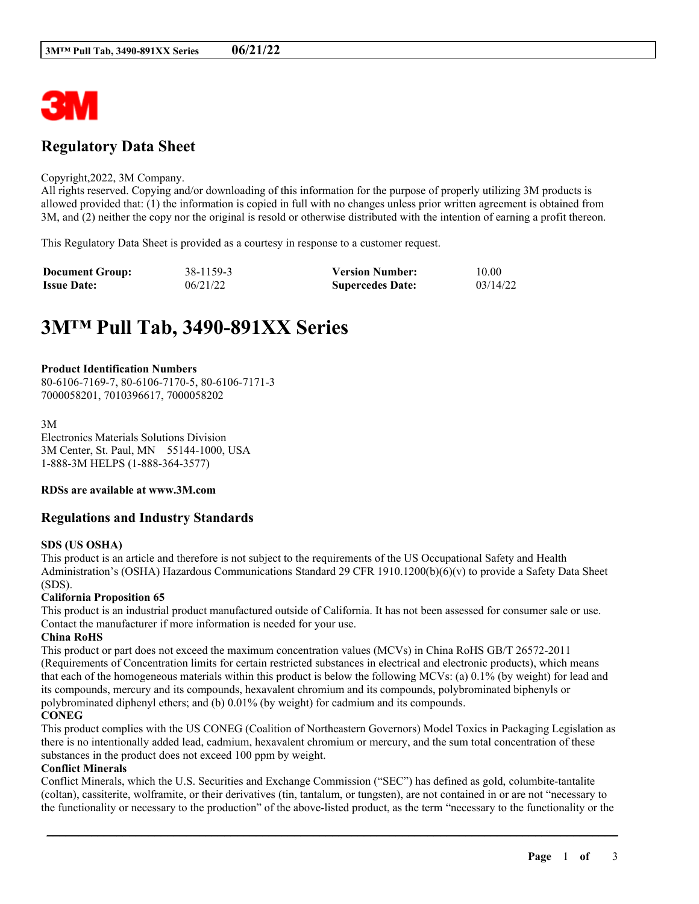# Regulatory Data Sheet

Copyright,2022, 3M Company.
All rights reserved. Copying and/or downloading of this information for the purpose of properly utilizing 3M products is allowed provided that: (1) the information is copied in full with no changes unless prior written agreement is obtained from 3M, and (2) neither the copy nor the original is resold or otherwise distributed with the intention of earning a profit thereon.

This Regulatory Data Sheet is provided as a courtesy in response to a customer request.

| | | | |
|---|---|---|---|
| **Document Group:** | 38-1159-3 | **Version Number:** | 10.00 |
| **Issue Date:** | 06/21/22 | **Supercedes Date:** | 03/14/22 |

# 3M™ Pull Tab, 3490-891XX Series

**Product Identification Numbers**
80-6106-7169-7, 80-6106-7170-5, 80-6106-7171-3
7000058201, 7010396617, 7000058202

3M
Electronics Materials Solutions Division
3M Center, St. Paul, MN 55144-1000, USA
1-888-3M HELPS (1-888-364-3577)

**RDSs are available at www.3M.com**

## Regulations and Industry Standards

**SDS (US OSHA)**
This product is an article and therefore is not subject to the requirements of the US Occupational Safety and Health Administration's (OSHA) Hazardous Communications Standard 29 CFR 1910.1200(b)(6)(v) to provide a Safety Data Sheet (SDS).

**California Proposition 65**
This product is an industrial product manufactured outside of California. It has not been assessed for consumer sale or use. Contact the manufacturer if more information is needed for your use.

**China RoHS**
This product or part does not exceed the maximum concentration values (MCVs) in China RoHS GB/T 26572-2011 (Requirements of Concentration limits for certain restricted substances in electrical and electronic products), which means that each of the homogeneous materials within this product is below the following MCVs: (a) 0.1% (by weight) for lead and its compounds, mercury and its compounds, hexavalent chromium and its compounds, polybrominated biphenyls or polybrominated diphenyl ethers; and (b) 0.01% (by weight) for cadmium and its compounds.

**CONEG**
This product complies with the US CONEG (Coalition of Northeastern Governors) Model Toxics in Packaging Legislation as there is no intentionally added lead, cadmium, hexavalent chromium or mercury, and the sum total concentration of these substances in the product does not exceed 100 ppm by weight.

**Conflict Minerals**
Conflict Minerals, which the U.S. Securities and Exchange Commission ("SEC") has defined as gold, columbite-tantalite (coltan), cassiterite, wolframite, or their derivatives (tin, tantalum, or tungsten), are not contained in or are not "necessary to the functionality or necessary to the production" of the above-listed product, as the term "necessary to the functionality or the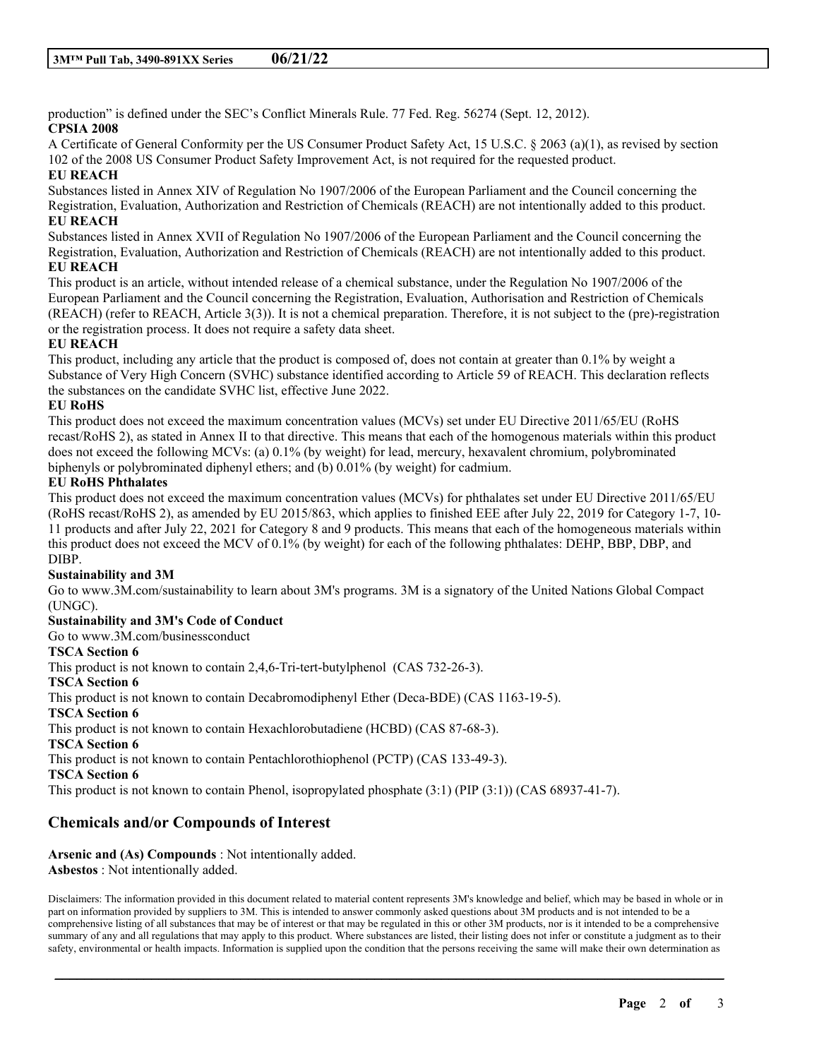production" is defined under the SEC's Conflict Minerals Rule. 77 Fed. Reg. 56274 (Sept. 12, 2012).

**CPSIA 2008**

A Certificate of General Conformity per the US Consumer Product Safety Act, 15 U.S.C. § 2063 (a)(1), as revised by section 102 of the 2008 US Consumer Product Safety Improvement Act, is not required for the requested product.

**EU REACH**

Substances listed in Annex XIV of Regulation No 1907/2006 of the European Parliament and the Council concerning the Registration, Evaluation, Authorization and Restriction of Chemicals (REACH) are not intentionally added to this product.

**EU REACH**

Substances listed in Annex XVII of Regulation No 1907/2006 of the European Parliament and the Council concerning the Registration, Evaluation, Authorization and Restriction of Chemicals (REACH) are not intentionally added to this product.

**EU REACH**

This product is an article, without intended release of a chemical substance, under the Regulation No 1907/2006 of the European Parliament and the Council concerning the Registration, Evaluation, Authorisation and Restriction of Chemicals (REACH) (refer to REACH, Article 3(3)). It is not a chemical preparation. Therefore, it is not subject to the (pre)-registration or the registration process. It does not require a safety data sheet.

**EU REACH**

This product, including any article that the product is composed of, does not contain at greater than 0.1% by weight a Substance of Very High Concern (SVHC) substance identified according to Article 59 of REACH. This declaration reflects the substances on the candidate SVHC list, effective June 2022.

**EU RoHS**

This product does not exceed the maximum concentration values (MCVs) set under EU Directive 2011/65/EU (RoHS recast/RoHS 2), as stated in Annex II to that directive. This means that each of the homogenous materials within this product does not exceed the following MCVs: (a) 0.1% (by weight) for lead, mercury, hexavalent chromium, polybrominated biphenyls or polybrominated diphenyl ethers; and (b) 0.01% (by weight) for cadmium.

**EU RoHS Phthalates**

This product does not exceed the maximum concentration values (MCVs) for phthalates set under EU Directive 2011/65/EU (RoHS recast/RoHS 2), as amended by EU 2015/863, which applies to finished EEE after July 22, 2019 for Category 1-7, 10-11 products and after July 22, 2021 for Category 8 and 9 products. This means that each of the homogeneous materials within this product does not exceed the MCV of 0.1% (by weight) for each of the following phthalates: DEHP, BBP, DBP, and DIBP.

**Sustainability and 3M**

Go to www.3M.com/sustainability to learn about 3M's programs. 3M is a signatory of the United Nations Global Compact (UNGC).

**Sustainability and 3M's Code of Conduct**

Go to www.3M.com/businessconduct

**TSCA Section 6**

This product is not known to contain 2,4,6-Tri-tert-butylphenol (CAS 732-26-3).

**TSCA Section 6**

This product is not known to contain Decabromodiphenyl Ether (Deca-BDE) (CAS 1163-19-5).

**TSCA Section 6**

This product is not known to contain Hexachlorobutadiene (HCBD) (CAS 87-68-3).

**TSCA Section 6**

This product is not known to contain Pentachlorothiophenol (PCTP) (CAS 133-49-3).

**TSCA Section 6**

This product is not known to contain Phenol, isopropylated phosphate (3:1) (PIP (3:1)) (CAS 68937-41-7).

## Chemicals and/or Compounds of Interest

**Arsenic and (As) Compounds** : Not intentionally added.
**Asbestos** : Not intentionally added.

Disclaimers: The information provided in this document related to material content represents 3M's knowledge and belief, which may be based in whole or in part on information provided by suppliers to 3M. This is intended to answer commonly asked questions about 3M products and is not intended to be a comprehensive listing of all substances that may be of interest or that may be regulated in this or other 3M products, nor is it intended to be a comprehensive summary of any and all regulations that may apply to this product. Where substances are listed, their listing does not infer or constitute a judgment as to their safety, environmental or health impacts. Information is supplied upon the condition that the persons receiving the same will make their own determination as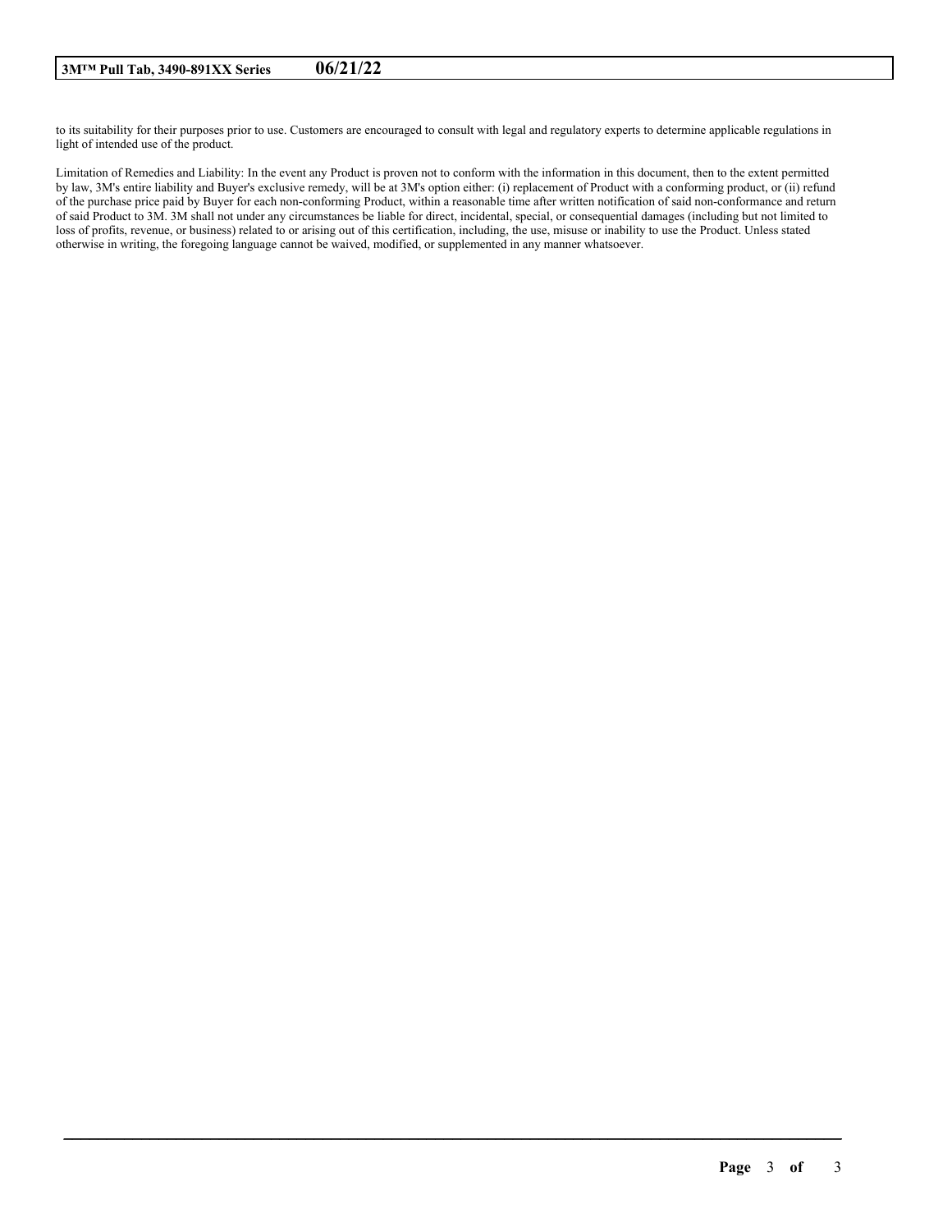to its suitability for their purposes prior to use. Customers are encouraged to consult with legal and regulatory experts to determine applicable regulations in light of intended use of the product.

Limitation of Remedies and Liability: In the event any Product is proven not to conform with the information in this document, then to the extent permitted by law, 3M's entire liability and Buyer's exclusive remedy, will be at 3M's option either: (i) replacement of Product with a conforming product, or (ii) refund of the purchase price paid by Buyer for each non-conforming Product, within a reasonable time after written notification of said non-conformance and return of said Product to 3M. 3M shall not under any circumstances be liable for direct, incidental, special, or consequential damages (including but not limited to loss of profits, revenue, or business) related to or arising out of this certification, including, the use, misuse or inability to use the Product. Unless stated otherwise in writing, the foregoing language cannot be waived, modified, or supplemented in any manner whatsoever.